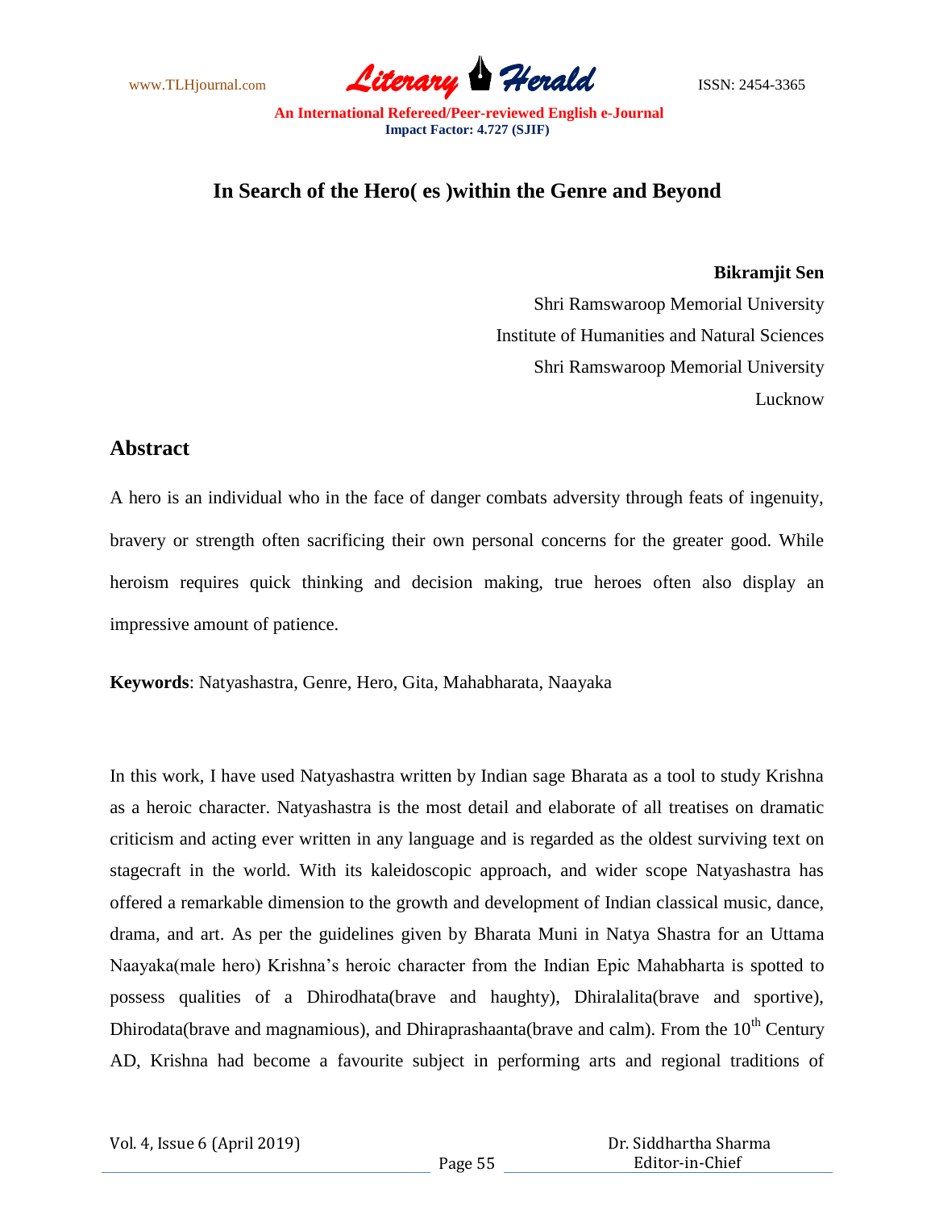# In Search of the Hero( es )within the Genre and Beyond

**Bikramjit Sen**

Shri Ramswaroop Memorial University

Institute of Humanities and Natural Sciences

Shri Ramswaroop Memorial University

Lucknow

## Abstract

A hero is an individual who in the face of danger combats adversity through feats of ingenuity, bravery or strength often sacrificing their own personal concerns for the greater good. While heroism requires quick thinking and decision making, true heroes often also display an impressive amount of patience.

**Keywords**: Natyashastra, Genre, Hero, Gita, Mahabharata, Naayaka

In this work, I have used Natyashastra written by Indian sage Bharata as a tool to study Krishna as a heroic character. Natyashastra is the most detail and elaborate of all treatises on dramatic criticism and acting ever written in any language and is regarded as the oldest surviving text on stagecraft in the world. With its kaleidoscopic approach, and wider scope Natyashastra has offered a remarkable dimension to the growth and development of Indian classical music, dance, drama, and art. As per the guidelines given by Bharata Muni in Natya Shastra for an Uttama Naayaka(male hero) Krishna's heroic character from the Indian Epic Mahabharta is spotted to possess qualities of a Dhirodhata(brave and haughty), Dhiralalita(brave and sportive), Dhirodata(brave and magnamious), and Dhiraprashaanta(brave and calm). From the 10th Century AD, Krishna had become a favourite subject in performing arts and regional traditions of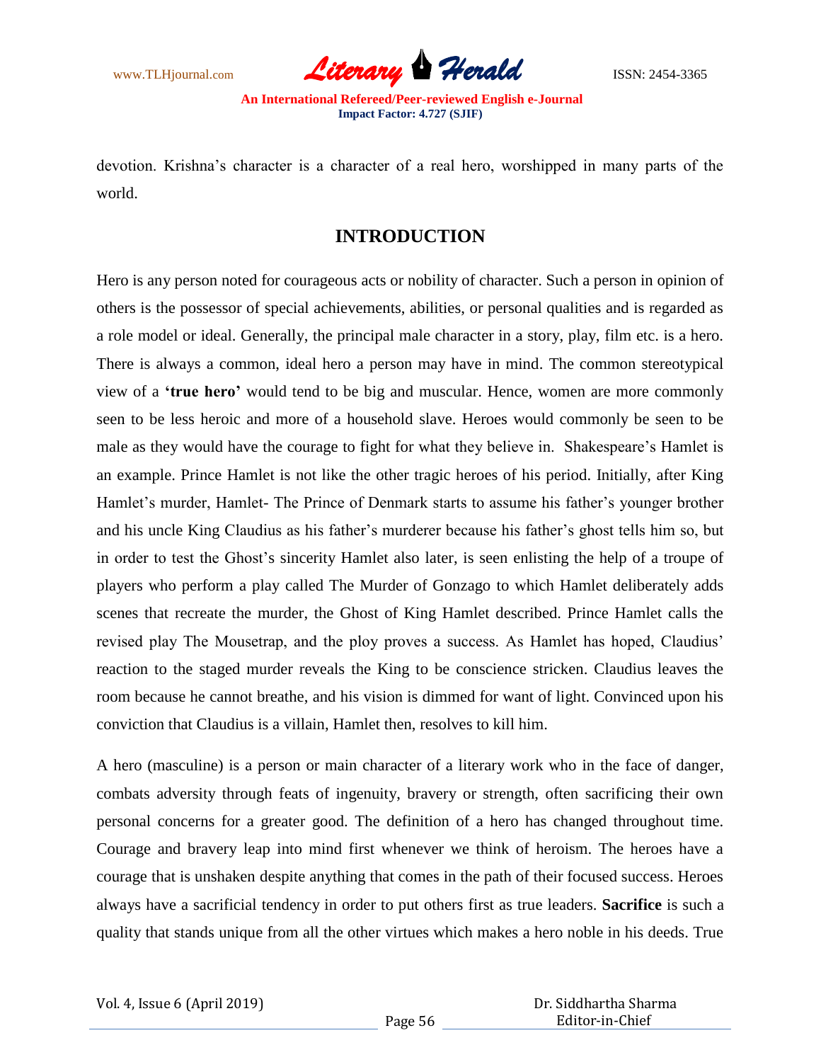devotion. Krishna's character is a character of a real hero, worshipped in many parts of the world.

## INTRODUCTION

Hero is any person noted for courageous acts or nobility of character. Such a person in opinion of others is the possessor of special achievements, abilities, or personal qualities and is regarded as a role model or ideal. Generally, the principal male character in a story, play, film etc. is a hero. There is always a common, ideal hero a person may have in mind. The common stereotypical view of a **'true hero'** would tend to be big and muscular. Hence, women are more commonly seen to be less heroic and more of a household slave. Heroes would commonly be seen to be male as they would have the courage to fight for what they believe in. Shakespeare's Hamlet is an example. Prince Hamlet is not like the other tragic heroes of his period. Initially, after King Hamlet's murder, Hamlet- The Prince of Denmark starts to assume his father's younger brother and his uncle King Claudius as his father's murderer because his father's ghost tells him so, but in order to test the Ghost's sincerity Hamlet also later, is seen enlisting the help of a troupe of players who perform a play called The Murder of Gonzago to which Hamlet deliberately adds scenes that recreate the murder, the Ghost of King Hamlet described. Prince Hamlet calls the revised play The Mousetrap, and the ploy proves a success. As Hamlet has hoped, Claudius' reaction to the staged murder reveals the King to be conscience stricken. Claudius leaves the room because he cannot breathe, and his vision is dimmed for want of light. Convinced upon his conviction that Claudius is a villain, Hamlet then, resolves to kill him.

A hero (masculine) is a person or main character of a literary work who in the face of danger, combats adversity through feats of ingenuity, bravery or strength, often sacrificing their own personal concerns for a greater good. The definition of a hero has changed throughout time. Courage and bravery leap into mind first whenever we think of heroism. The heroes have a courage that is unshaken despite anything that comes in the path of their focused success. Heroes always have a sacrificial tendency in order to put others first as true leaders. **Sacrifice** is such a quality that stands unique from all the other virtues which makes a hero noble in his deeds. True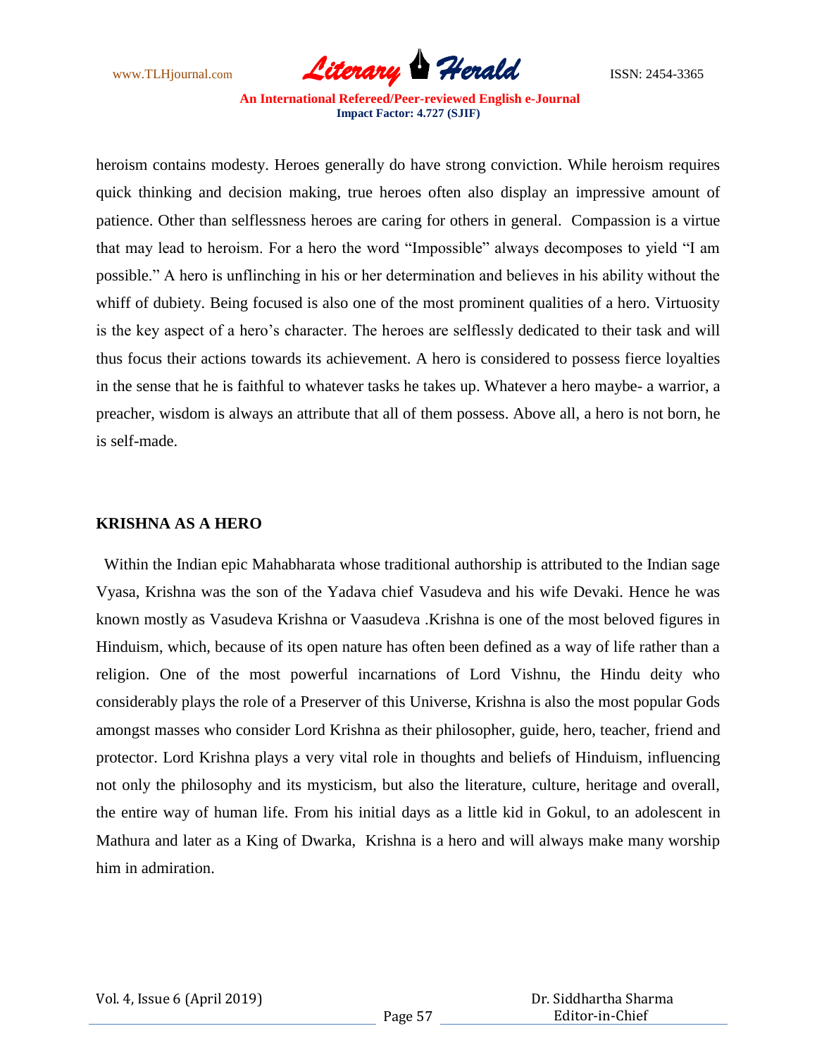heroism contains modesty. Heroes generally do have strong conviction. While heroism requires quick thinking and decision making, true heroes often also display an impressive amount of patience. Other than selflessness heroes are caring for others in general. Compassion is a virtue that may lead to heroism. For a hero the word "Impossible" always decomposes to yield "I am possible." A hero is unflinching in his or her determination and believes in his ability without the whiff of dubiety. Being focused is also one of the most prominent qualities of a hero. Virtuosity is the key aspect of a hero's character. The heroes are selflessly dedicated to their task and will thus focus their actions towards its achievement. A hero is considered to possess fierce loyalties in the sense that he is faithful to whatever tasks he takes up. Whatever a hero maybe- a warrior, a preacher, wisdom is always an attribute that all of them possess. Above all, a hero is not born, he is self-made.

## KRISHNA AS A HERO

Within the Indian epic Mahabharata whose traditional authorship is attributed to the Indian sage Vyasa, Krishna was the son of the Yadava chief Vasudeva and his wife Devaki. Hence he was known mostly as Vasudeva Krishna or Vaasudeva .Krishna is one of the most beloved figures in Hinduism, which, because of its open nature has often been defined as a way of life rather than a religion. One of the most powerful incarnations of Lord Vishnu, the Hindu deity who considerably plays the role of a Preserver of this Universe, Krishna is also the most popular Gods amongst masses who consider Lord Krishna as their philosopher, guide, hero, teacher, friend and protector. Lord Krishna plays a very vital role in thoughts and beliefs of Hinduism, influencing not only the philosophy and its mysticism, but also the literature, culture, heritage and overall, the entire way of human life. From his initial days as a little kid in Gokul, to an adolescent in Mathura and later as a King of Dwarka, Krishna is a hero and will always make many worship him in admiration.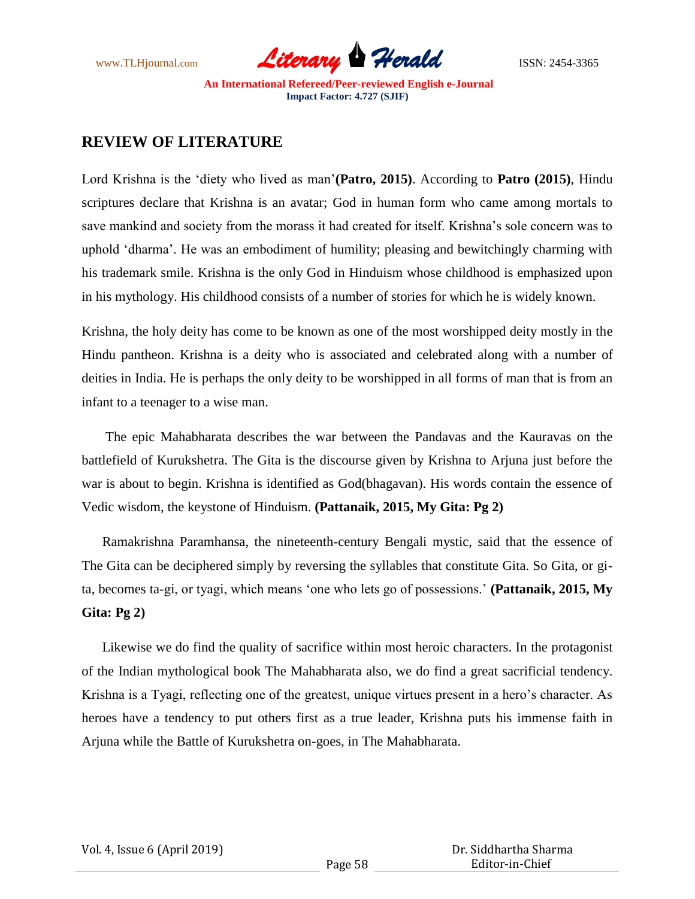## REVIEW OF LITERATURE

Lord Krishna is the 'diety who lived as man'**(Patro, 2015)**. According to **Patro (2015)**, Hindu scriptures declare that Krishna is an avatar; God in human form who came among mortals to save mankind and society from the morass it had created for itself. Krishna's sole concern was to uphold 'dharma'. He was an embodiment of humility; pleasing and bewitchingly charming with his trademark smile. Krishna is the only God in Hinduism whose childhood is emphasized upon in his mythology. His childhood consists of a number of stories for which he is widely known.

Krishna, the holy deity has come to be known as one of the most worshipped deity mostly in the Hindu pantheon. Krishna is a deity who is associated and celebrated along with a number of deities in India. He is perhaps the only deity to be worshipped in all forms of man that is from an infant to a teenager to a wise man.

The epic Mahabharata describes the war between the Pandavas and the Kauravas on the battlefield of Kurukshetra. The Gita is the discourse given by Krishna to Arjuna just before the war is about to begin. Krishna is identified as God(bhagavan). His words contain the essence of Vedic wisdom, the keystone of Hinduism. **(Pattanaik, 2015, My Gita: Pg 2)**

Ramakrishna Paramhansa, the nineteenth-century Bengali mystic, said that the essence of The Gita can be deciphered simply by reversing the syllables that constitute Gita. So Gita, or gi-ta, becomes ta-gi, or tyagi, which means 'one who lets go of possessions.' **(Pattanaik, 2015, My Gita: Pg 2)**

Likewise we do find the quality of sacrifice within most heroic characters. In the protagonist of the Indian mythological book The Mahabharata also, we do find a great sacrificial tendency. Krishna is a Tyagi, reflecting one of the greatest, unique virtues present in a hero's character. As heroes have a tendency to put others first as a true leader, Krishna puts his immense faith in Arjuna while the Battle of Kurukshetra on-goes, in The Mahabharata.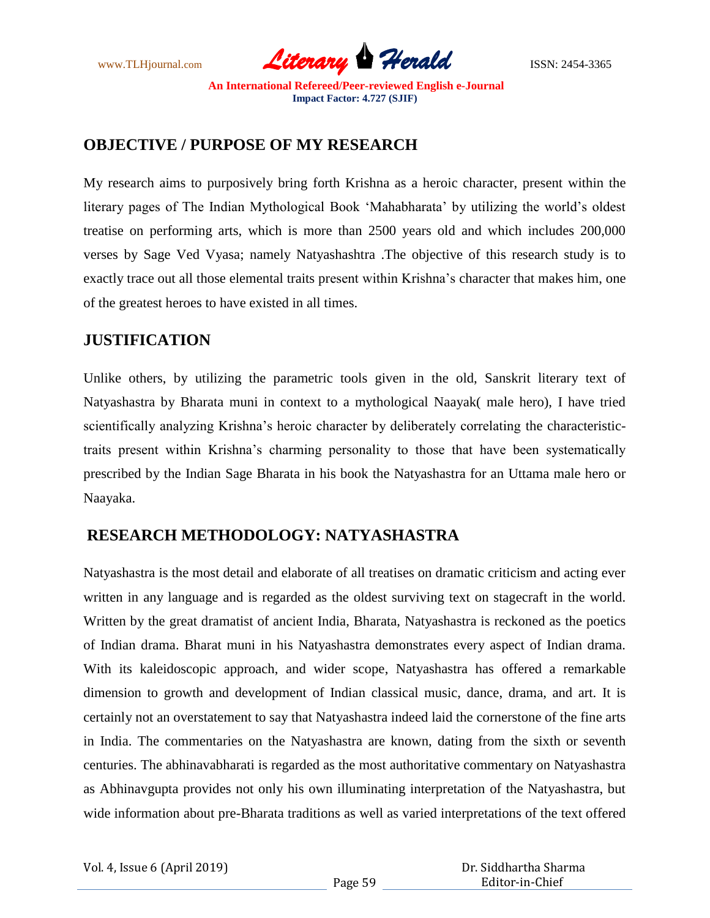## OBJECTIVE / PURPOSE OF MY RESEARCH

My research aims to purposively bring forth Krishna as a heroic character, present within the literary pages of The Indian Mythological Book 'Mahabharata' by utilizing the world's oldest treatise on performing arts, which is more than 2500 years old and which includes 200,000 verses by Sage Ved Vyasa; namely Natyashashtra .The objective of this research study is to exactly trace out all those elemental traits present within Krishna's character that makes him, one of the greatest heroes to have existed in all times.

## JUSTIFICATION

Unlike others, by utilizing the parametric tools given in the old, Sanskrit literary text of Natyashastra by Bharata muni in context to a mythological Naayak( male hero), I have tried scientifically analyzing Krishna's heroic character by deliberately correlating the characteristic-traits present within Krishna's charming personality to those that have been systematically prescribed by the Indian Sage Bharata in his book the Natyashastra for an Uttama male hero or Naayaka.

## RESEARCH METHODOLOGY: NATYASHASTRA

Natyashastra is the most detail and elaborate of all treatises on dramatic criticism and acting ever written in any language and is regarded as the oldest surviving text on stagecraft in the world. Written by the great dramatist of ancient India, Bharata, Natyashastra is reckoned as the poetics of Indian drama. Bharat muni in his Natyashastra demonstrates every aspect of Indian drama. With its kaleidoscopic approach, and wider scope, Natyashastra has offered a remarkable dimension to growth and development of Indian classical music, dance, drama, and art. It is certainly not an overstatement to say that Natyashastra indeed laid the cornerstone of the fine arts in India. The commentaries on the Natyashastra are known, dating from the sixth or seventh centuries. The abhinavabharati is regarded as the most authoritative commentary on Natyashastra as Abhinavgupta provides not only his own illuminating interpretation of the Natyashastra, but wide information about pre-Bharata traditions as well as varied interpretations of the text offered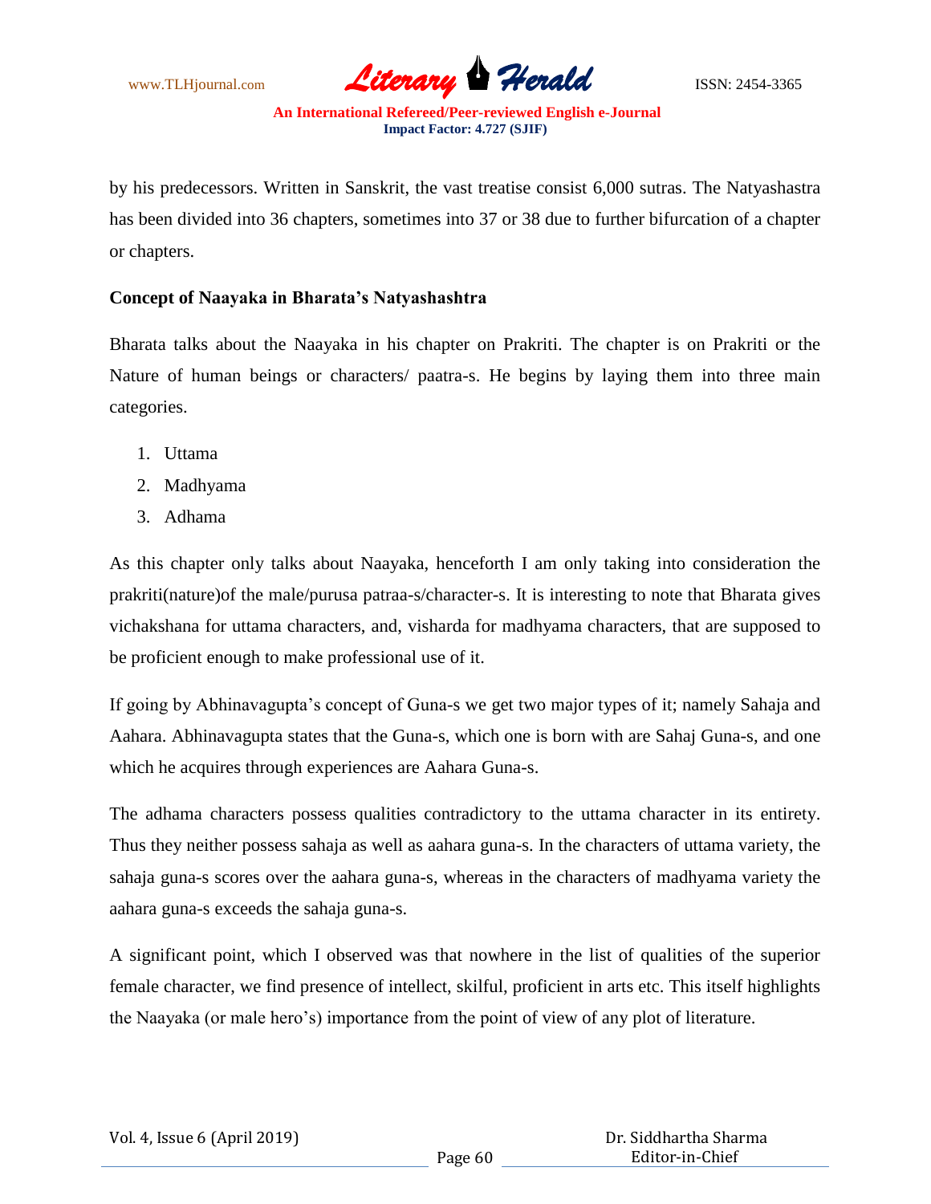by his predecessors. Written in Sanskrit, the vast treatise consist 6,000 sutras. The Natyashastra has been divided into 36 chapters, sometimes into 37 or 38 due to further bifurcation of a chapter or chapters.

**Concept of Naayaka in Bharata's Natyashashtra**

Bharata talks about the Naayaka in his chapter on Prakriti. The chapter is on Prakriti or the Nature of human beings or characters/ paatra-s. He begins by laying them into three main categories.

1. Uttama
2. Madhyama
3. Adhama

As this chapter only talks about Naayaka, henceforth I am only taking into consideration the prakriti(nature)of the male/purusa patraa-s/character-s. It is interesting to note that Bharata gives vichakshana for uttama characters, and, visharda for madhyama characters, that are supposed to be proficient enough to make professional use of it.

If going by Abhinavagupta's concept of Guna-s we get two major types of it; namely Sahaja and Aahara. Abhinavagupta states that the Guna-s, which one is born with are Sahaj Guna-s, and one which he acquires through experiences are Aahara Guna-s.

The adhama characters possess qualities contradictory to the uttama character in its entirety. Thus they neither possess sahaja as well as aahara guna-s. In the characters of uttama variety, the sahaja guna-s scores over the aahara guna-s, whereas in the characters of madhyama variety the aahara guna-s exceeds the sahaja guna-s.

A significant point, which I observed was that nowhere in the list of qualities of the superior female character, we find presence of intellect, skilful, proficient in arts etc. This itself highlights the Naayaka (or male hero's) importance from the point of view of any plot of literature.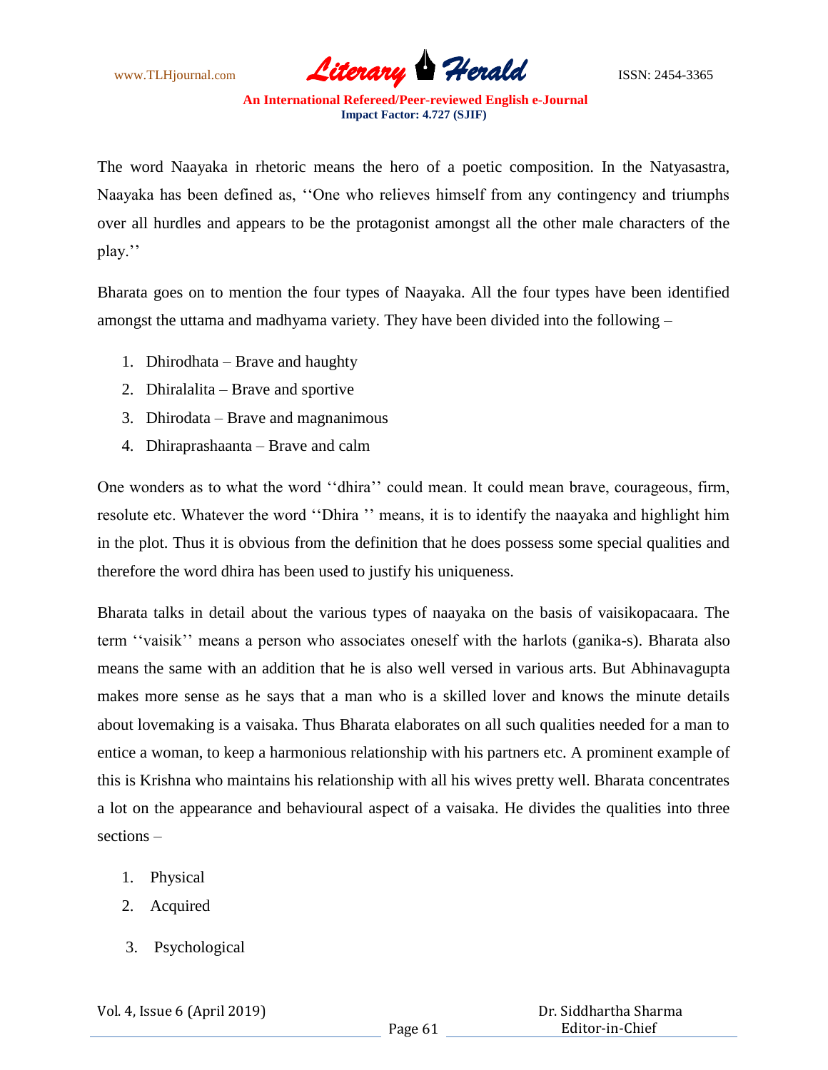The word Naayaka in rhetoric means the hero of a poetic composition. In the Natyasastra, Naayaka has been defined as, ''One who relieves himself from any contingency and triumphs over all hurdles and appears to be the protagonist amongst all the other male characters of the play.''

Bharata goes on to mention the four types of Naayaka. All the four types have been identified amongst the uttama and madhyama variety. They have been divided into the following –

1. Dhirodhata – Brave and haughty
2. Dhiralalita – Brave and sportive
3. Dhirodata – Brave and magnanimous
4. Dhiraprashaanta – Brave and calm

One wonders as to what the word ''dhira'' could mean. It could mean brave, courageous, firm, resolute etc. Whatever the word ''Dhira '' means, it is to identify the naayaka and highlight him in the plot. Thus it is obvious from the definition that he does possess some special qualities and therefore the word dhira has been used to justify his uniqueness.

Bharata talks in detail about the various types of naayaka on the basis of vaisikopacaara. The term ''vaisik'' means a person who associates oneself with the harlots (ganika-s). Bharata also means the same with an addition that he is also well versed in various arts. But Abhinavagupta makes more sense as he says that a man who is a skilled lover and knows the minute details about lovemaking is a vaisaka. Thus Bharata elaborates on all such qualities needed for a man to entice a woman, to keep a harmonious relationship with his partners etc. A prominent example of this is Krishna who maintains his relationship with all his wives pretty well. Bharata concentrates a lot on the appearance and behavioural aspect of a vaisaka. He divides the qualities into three sections –

1. Physical
2. Acquired
3. Psychological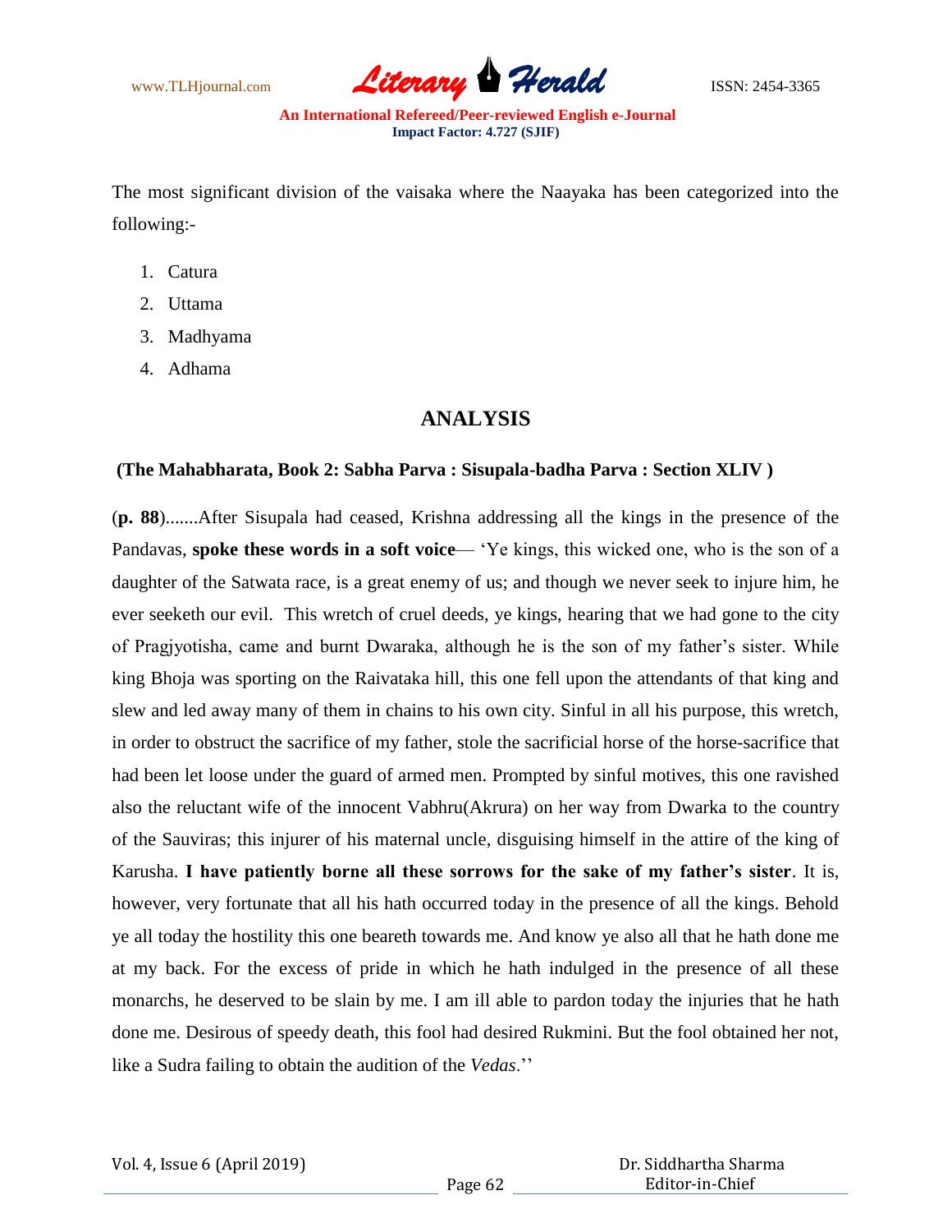The most significant division of the vaisaka where the Naayaka has been categorized into the following:-

1. Catura
2. Uttama
3. Madhyama
4. Adhama

## ANALYSIS

**(The Mahabharata, Book 2: Sabha Parva : Sisupala-badha Parva : Section XLIV )**

(**p. 88**).......After Sisupala had ceased, Krishna addressing all the kings in the presence of the Pandavas, **spoke these words in a soft voice**— 'Ye kings, this wicked one, who is the son of a daughter of the Satwata race, is a great enemy of us; and though we never seek to injure him, he ever seeketh our evil. This wretch of cruel deeds, ye kings, hearing that we had gone to the city of Pragjyotisha, came and burnt Dwaraka, although he is the son of my father's sister. While king Bhoja was sporting on the Raivataka hill, this one fell upon the attendants of that king and slew and led away many of them in chains to his own city. Sinful in all his purpose, this wretch, in order to obstruct the sacrifice of my father, stole the sacrificial horse of the horse-sacrifice that had been let loose under the guard of armed men. Prompted by sinful motives, this one ravished also the reluctant wife of the innocent Vabhru(Akrura) on her way from Dwarka to the country of the Sauviras; this injurer of his maternal uncle, disguising himself in the attire of the king of Karusha. **I have patiently borne all these sorrows for the sake of my father's sister**. It is, however, very fortunate that all his hath occurred today in the presence of all the kings. Behold ye all today the hostility this one beareth towards me. And know ye also all that he hath done me at my back. For the excess of pride in which he hath indulged in the presence of all these monarchs, he deserved to be slain by me. I am ill able to pardon today the injuries that he hath done me. Desirous of speedy death, this fool had desired Rukmini. But the fool obtained her not, like a Sudra failing to obtain the audition of the *Vedas*.''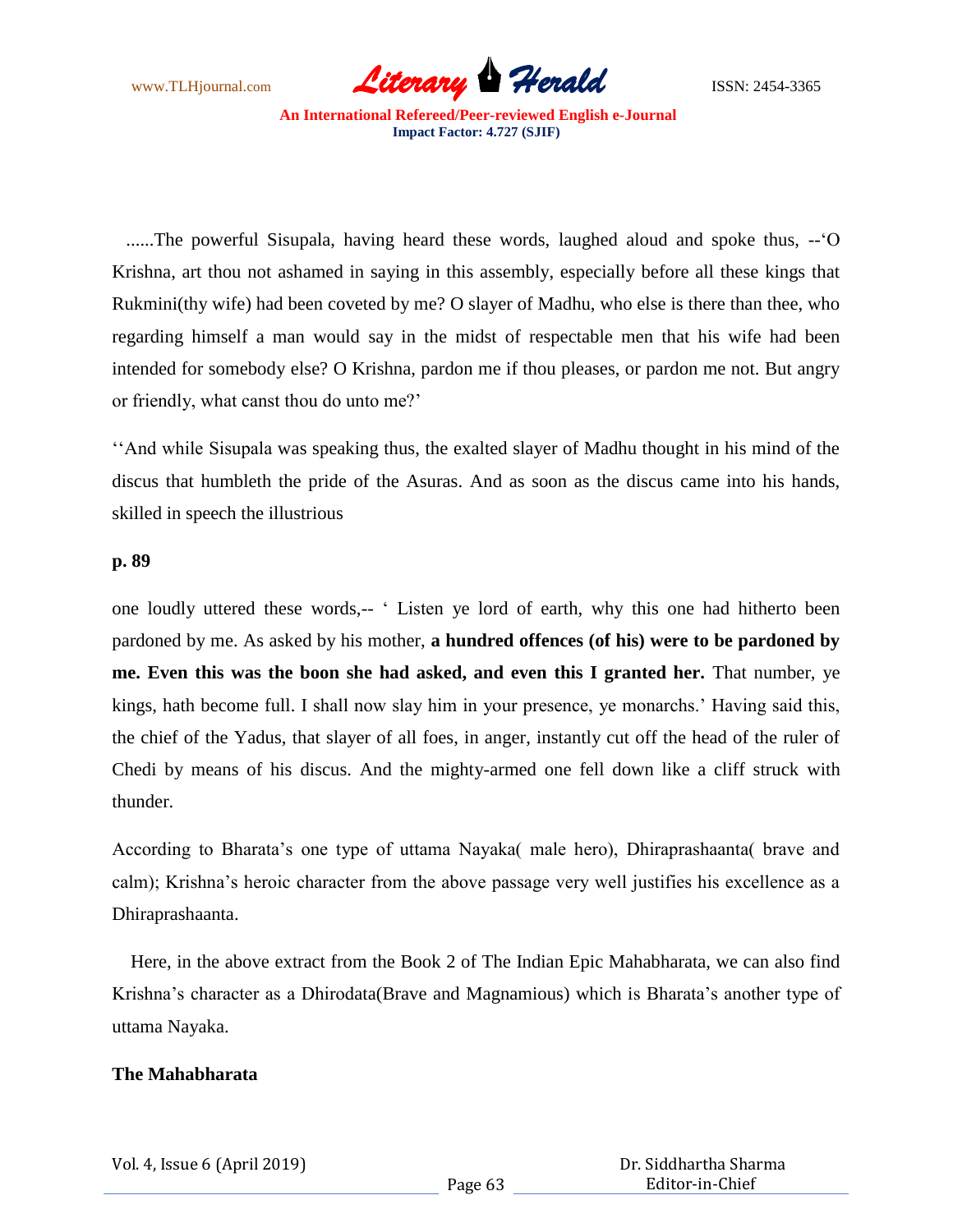......The powerful Sisupala, having heard these words, laughed aloud and spoke thus, --'O Krishna, art thou not ashamed in saying in this assembly, especially before all these kings that Rukmini(thy wife) had been coveted by me? O slayer of Madhu, who else is there than thee, who regarding himself a man would say in the midst of respectable men that his wife had been intended for somebody else? O Krishna, pardon me if thou pleases, or pardon me not. But angry or friendly, what canst thou do unto me?'

''And while Sisupala was speaking thus, the exalted slayer of Madhu thought in his mind of the discus that humbleth the pride of the Asuras. And as soon as the discus came into his hands, skilled in speech the illustrious

**p. 89**

one loudly uttered these words,-- ' Listen ye lord of earth, why this one had hitherto been pardoned by me. As asked by his mother, **a hundred offences (of his) were to be pardoned by me. Even this was the boon she had asked, and even this I granted her.** That number, ye kings, hath become full. I shall now slay him in your presence, ye monarchs.' Having said this, the chief of the Yadus, that slayer of all foes, in anger, instantly cut off the head of the ruler of Chedi by means of his discus. And the mighty-armed one fell down like a cliff struck with thunder.

According to Bharata's one type of uttama Nayaka( male hero), Dhiraprashaanta( brave and calm); Krishna's heroic character from the above passage very well justifies his excellence as a Dhiraprashaanta.

Here, in the above extract from the Book 2 of The Indian Epic Mahabharata, we can also find Krishna's character as a Dhirodata(Brave and Magnamious) which is Bharata's another type of uttama Nayaka.

**The Mahabharata**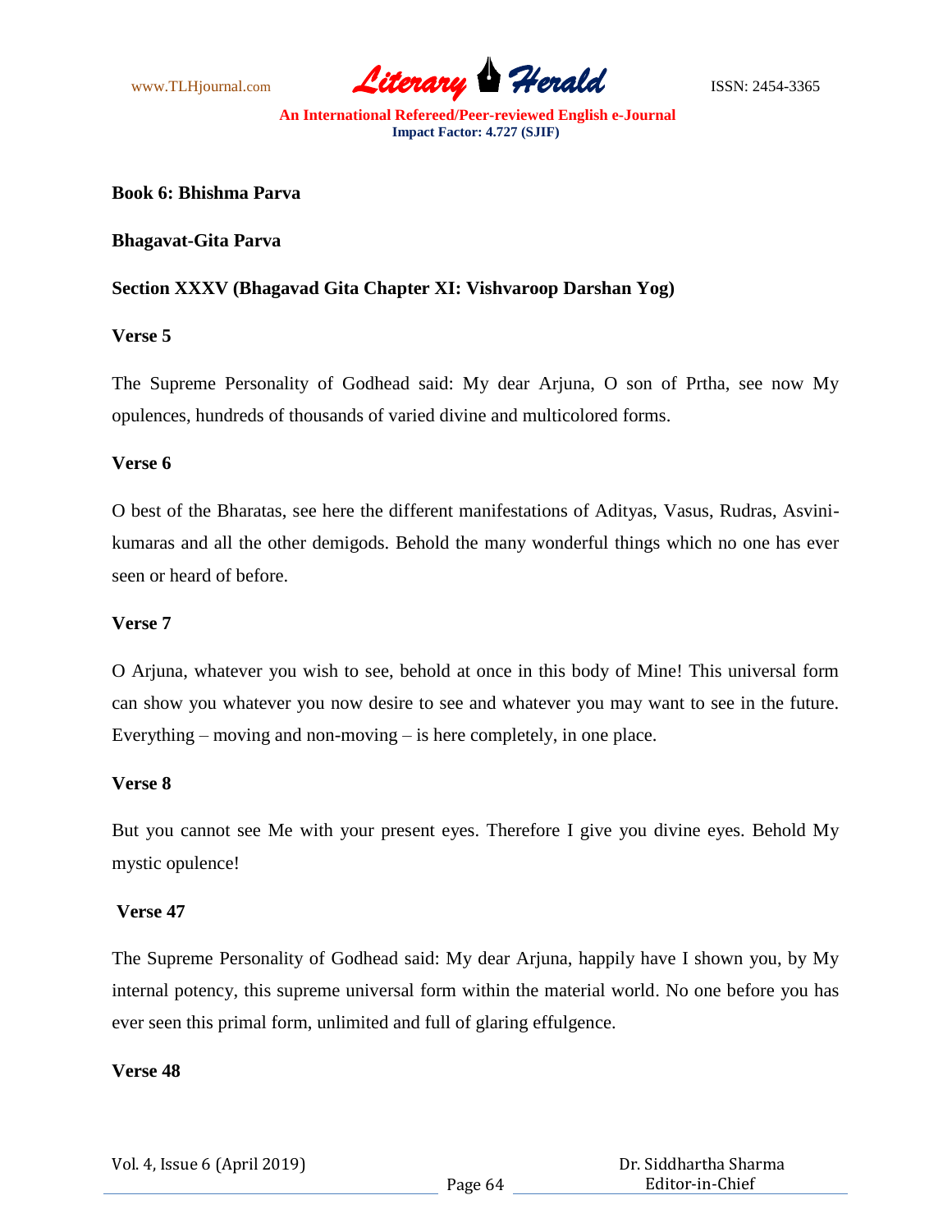**Book 6: Bhishma Parva**

**Bhagavat-Gita Parva**

**Section XXXV (Bhagavad Gita Chapter XI: Vishvaroop Darshan Yog)**

**Verse 5**

The Supreme Personality of Godhead said: My dear Arjuna, O son of Prtha, see now My opulences, hundreds of thousands of varied divine and multicolored forms.

**Verse 6**

O best of the Bharatas, see here the different manifestations of Adityas, Vasus, Rudras, Asvini-kumaras and all the other demigods. Behold the many wonderful things which no one has ever seen or heard of before.

**Verse 7**

O Arjuna, whatever you wish to see, behold at once in this body of Mine! This universal form can show you whatever you now desire to see and whatever you may want to see in the future. Everything – moving and non-moving – is here completely, in one place.

**Verse 8**

But you cannot see Me with your present eyes. Therefore I give you divine eyes. Behold My mystic opulence!

**Verse 47**

The Supreme Personality of Godhead said: My dear Arjuna, happily have I shown you, by My internal potency, this supreme universal form within the material world. No one before you has ever seen this primal form, unlimited and full of glaring effulgence.

**Verse 48**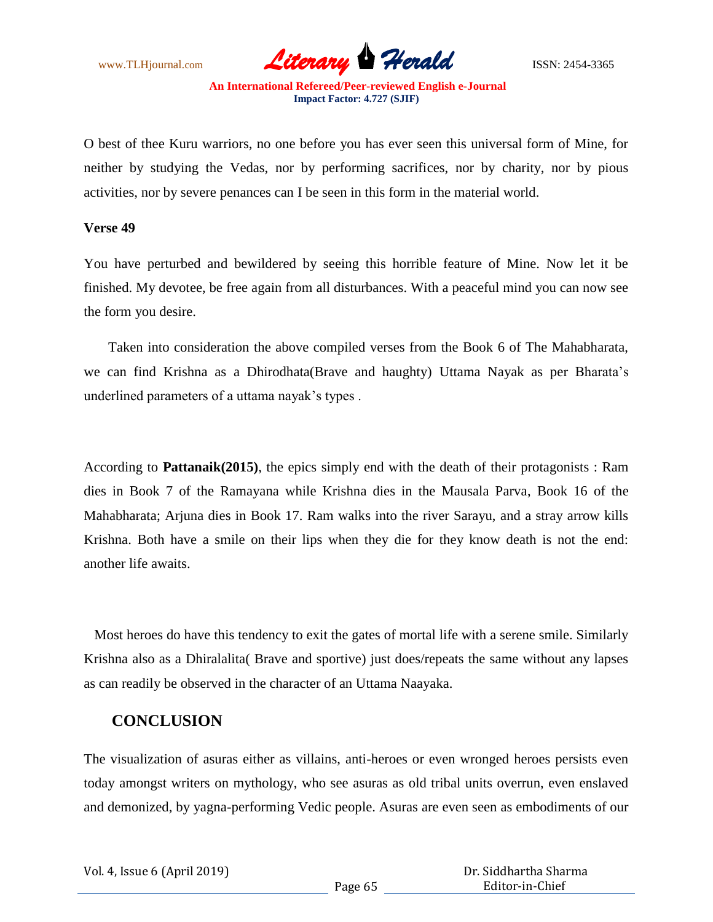O best of thee Kuru warriors, no one before you has ever seen this universal form of Mine, for neither by studying the Vedas, nor by performing sacrifices, nor by charity, nor by pious activities, nor by severe penances can I be seen in this form in the material world.

**Verse 49**

You have perturbed and bewildered by seeing this horrible feature of Mine. Now let it be finished. My devotee, be free again from all disturbances. With a peaceful mind you can now see the form you desire.

Taken into consideration the above compiled verses from the Book 6 of The Mahabharata, we can find Krishna as a Dhirodhata(Brave and haughty) Uttama Nayak as per Bharata's underlined parameters of a uttama nayak's types .

According to **Pattanaik(2015)**, the epics simply end with the death of their protagonists : Ram dies in Book 7 of the Ramayana while Krishna dies in the Mausala Parva, Book 16 of the Mahabharata; Arjuna dies in Book 17. Ram walks into the river Sarayu, and a stray arrow kills Krishna. Both have a smile on their lips when they die for they know death is not the end: another life awaits.

Most heroes do have this tendency to exit the gates of mortal life with a serene smile. Similarly Krishna also as a Dhiralalita( Brave and sportive) just does/repeats the same without any lapses as can readily be observed in the character of an Uttama Naayaka.

## CONCLUSION

The visualization of asuras either as villains, anti-heroes or even wronged heroes persists even today amongst writers on mythology, who see asuras as old tribal units overrun, even enslaved and demonized, by yagna-performing Vedic people. Asuras are even seen as embodiments of our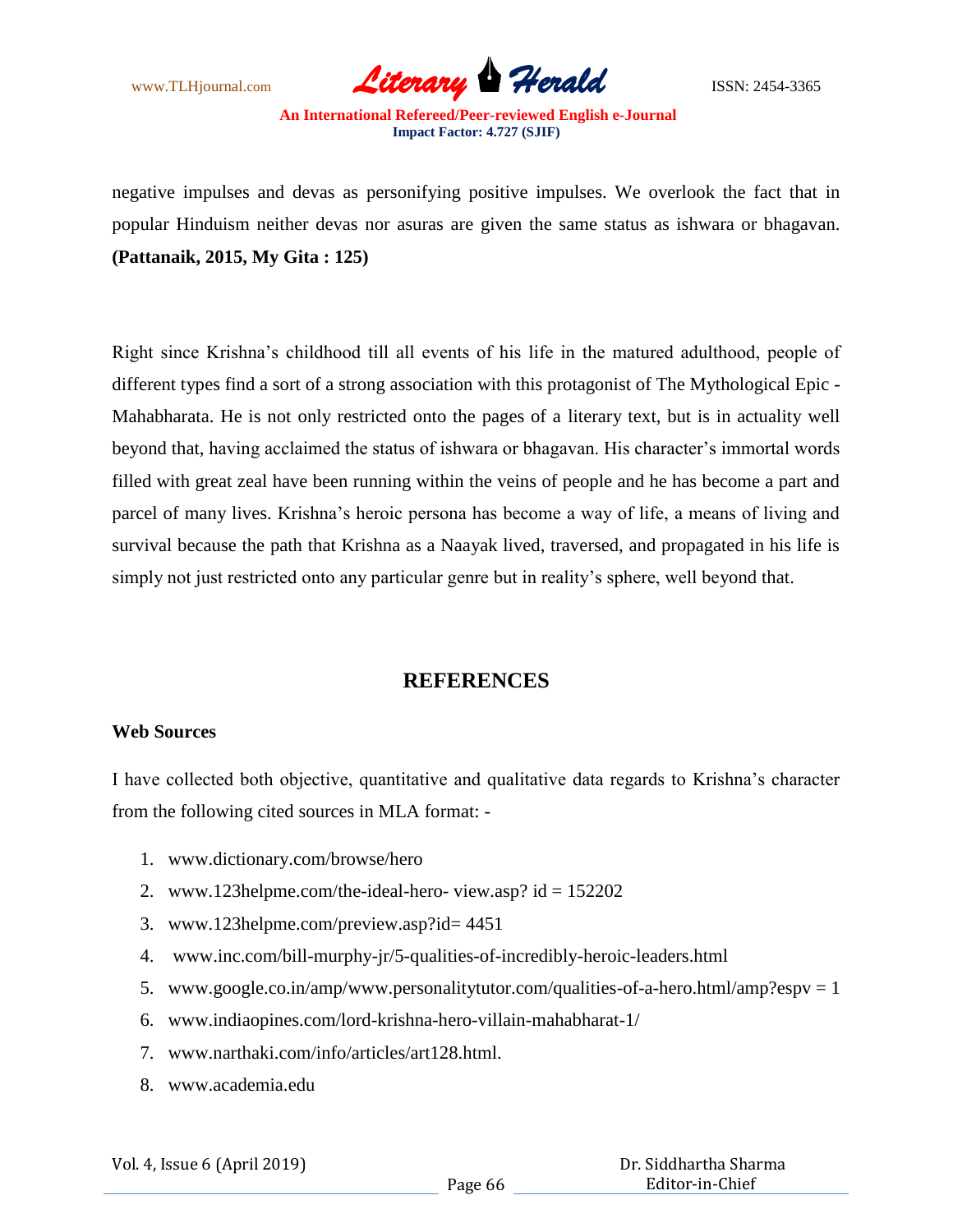negative impulses and devas as personifying positive impulses. We overlook the fact that in popular Hinduism neither devas nor asuras are given the same status as ishwara or bhagavan. **(Pattanaik, 2015, My Gita : 125)**

Right since Krishna's childhood till all events of his life in the matured adulthood, people of different types find a sort of a strong association with this protagonist of The Mythological Epic - Mahabharata. He is not only restricted onto the pages of a literary text, but is in actuality well beyond that, having acclaimed the status of ishwara or bhagavan. His character's immortal words filled with great zeal have been running within the veins of people and he has become a part and parcel of many lives. Krishna's heroic persona has become a way of life, a means of living and survival because the path that Krishna as a Naayak lived, traversed, and propagated in his life is simply not just restricted onto any particular genre but in reality's sphere, well beyond that.

## REFERENCES

**Web Sources**

I have collected both objective, quantitative and qualitative data regards to Krishna's character from the following cited sources in MLA format: -

1. www.dictionary.com/browse/hero
2. www.123helpme.com/the-ideal-hero- view.asp? id = 152202
3. www.123helpme.com/preview.asp?id= 4451
4. www.inc.com/bill-murphy-jr/5-qualities-of-incredibly-heroic-leaders.html
5. www.google.co.in/amp/www.personalitytutor.com/qualities-of-a-hero.html/amp?espv = 1
6. www.indiaopines.com/lord-krishna-hero-villain-mahabharat-1/
7. www.narthaki.com/info/articles/art128.html.
8. www.academia.edu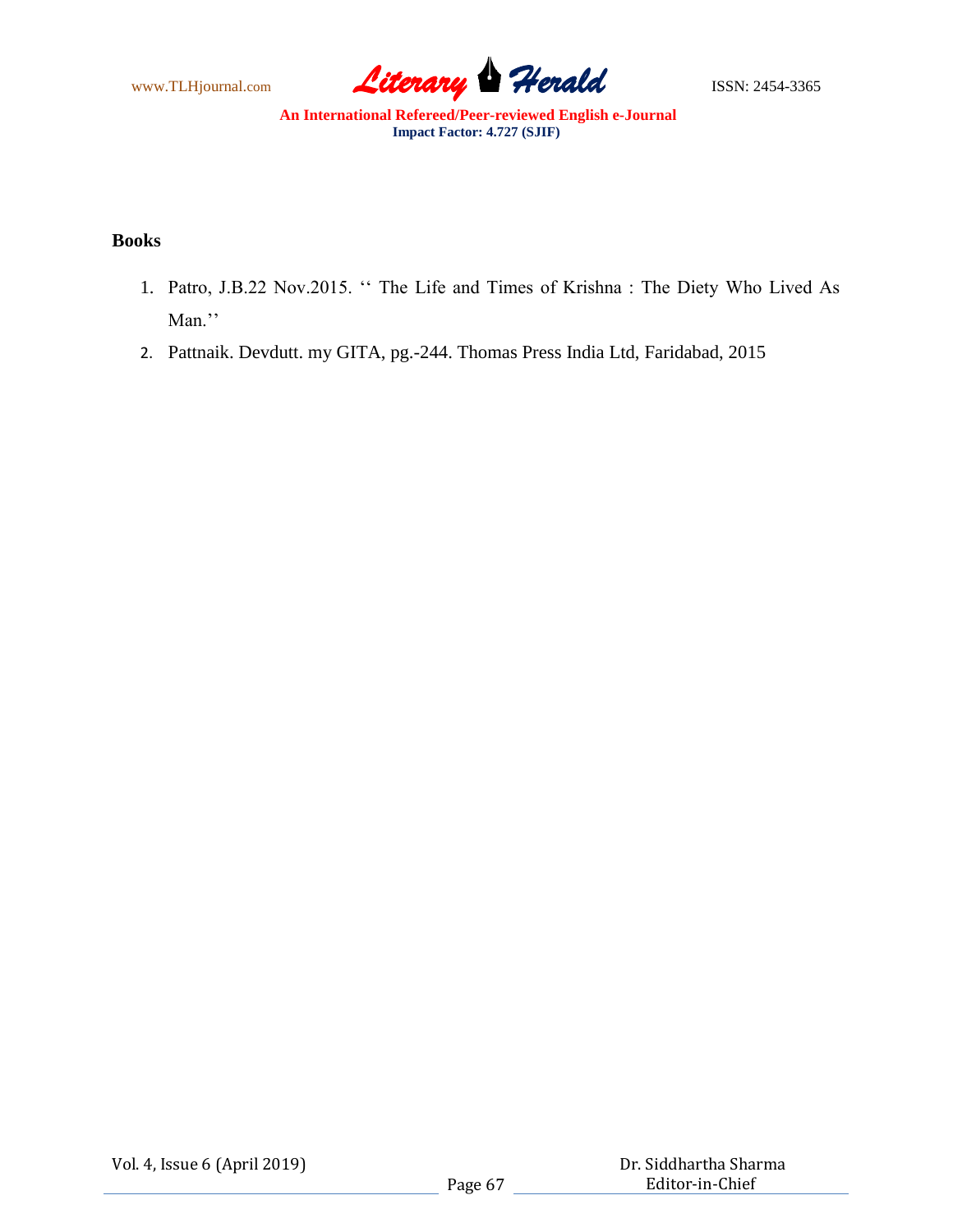**Books**

1. Patro, J.B.22 Nov.2015. ‘‘ The Life and Times of Krishna : The Diety Who Lived As Man.’’
2. Pattnaik. Devdutt. my GITA, pg.-244. Thomas Press India Ltd, Faridabad, 2015